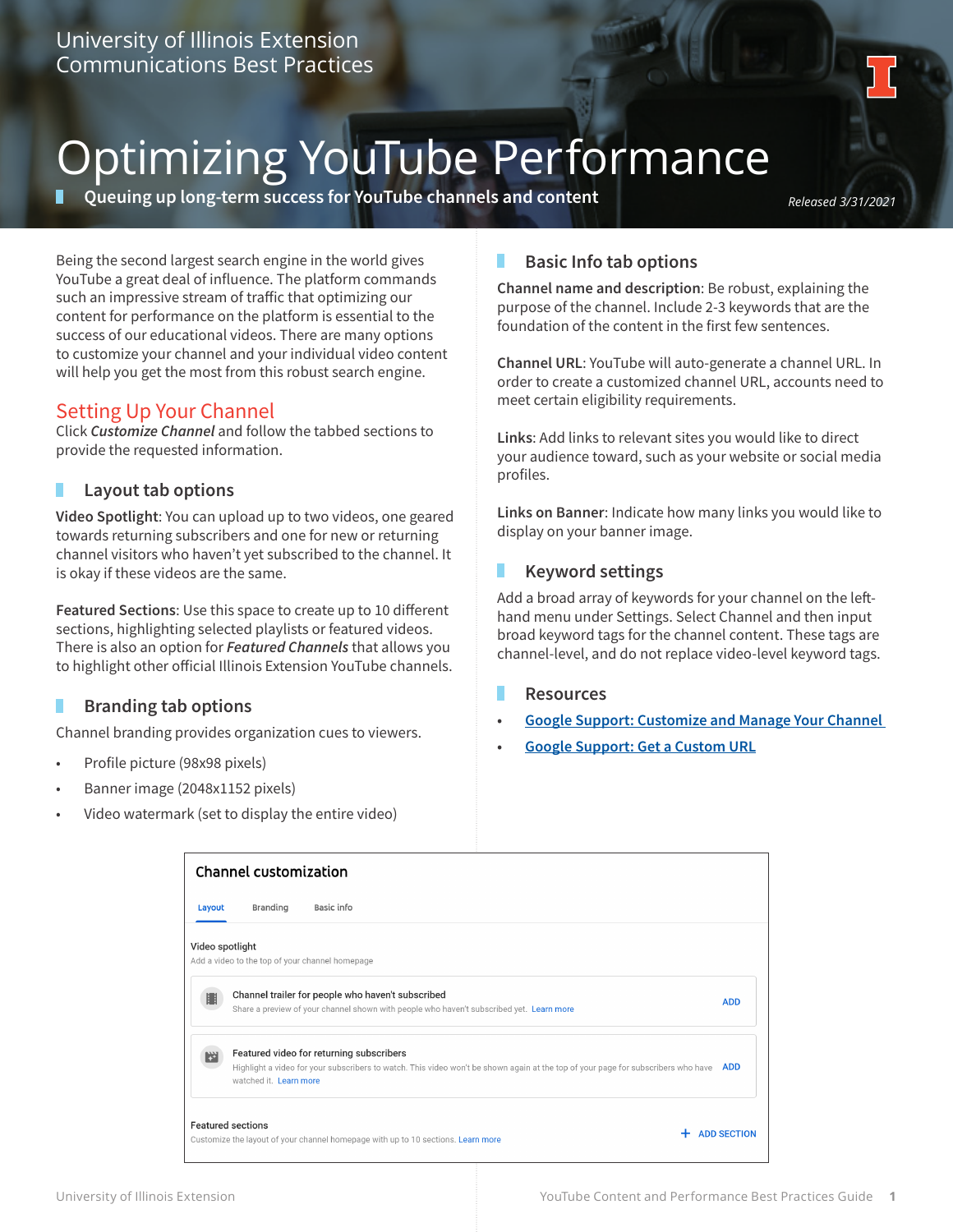University of Illinois Extension
Communications Best Practices

# Optimizing YouTube Performance

**Queuing up long-term success for YouTube channels and content**

*Released 3/31/2021*

Being the second largest search engine in the world gives YouTube a great deal of influence. The platform commands such an impressive stream of traffic that optimizing our content for performance on the platform is essential to the success of our educational videos. There are many options to customize your channel and your individual video content will help you get the most from this robust search engine.

## Setting Up Your Channel

Click ***Customize Channel*** and follow the tabbed sections to provide the requested information.

### Layout tab options

**Video Spotlight**: You can upload up to two videos, one geared towards returning subscribers and one for new or returning channel visitors who haven't yet subscribed to the channel. It is okay if these videos are the same.

**Featured Sections**: Use this space to create up to 10 different sections, highlighting selected playlists or featured videos. There is also an option for ***Featured Channels*** that allows you to highlight other official Illinois Extension YouTube channels.

### Branding tab options

Channel branding provides organization cues to viewers.

- Profile picture (98x98 pixels)
- Banner image (2048x1152 pixels)
- Video watermark (set to display the entire video)

### Basic Info tab options

**Channel name and description**: Be robust, explaining the purpose of the channel. Include 2-3 keywords that are the foundation of the content in the first few sentences.

**Channel URL**: YouTube will auto-generate a channel URL. In order to create a customized channel URL, accounts need to meet certain eligibility requirements.

**Links**: Add links to relevant sites you would like to direct your audience toward, such as your website or social media profiles.

**Links on Banner**: Indicate how many links you would like to display on your banner image.

### Keyword settings

Add a broad array of keywords for your channel on the left-hand menu under Settings. Select Channel and then input broad keyword tags for the channel content. These tags are channel-level, and do not replace video-level keyword tags.

### Resources

- Google Support: Customize and Manage Your Channel
- Google Support: Get a Custom URL

**Channel customization**

Layout | Branding | Basic info

Video spotlight
Add a video to the top of your channel homepage

Channel trailer for people who haven't subscribed
Share a preview of your channel shown with people who haven't subscribed yet. Learn more — ADD

Featured video for returning subscribers
Highlight a video for your subscribers to watch. This video won't be shown again at the top of your page for subscribers who have watched it. Learn more — ADD

Featured sections
Customize the layout of your channel homepage with up to 10 sections. Learn more — + ADD SECTION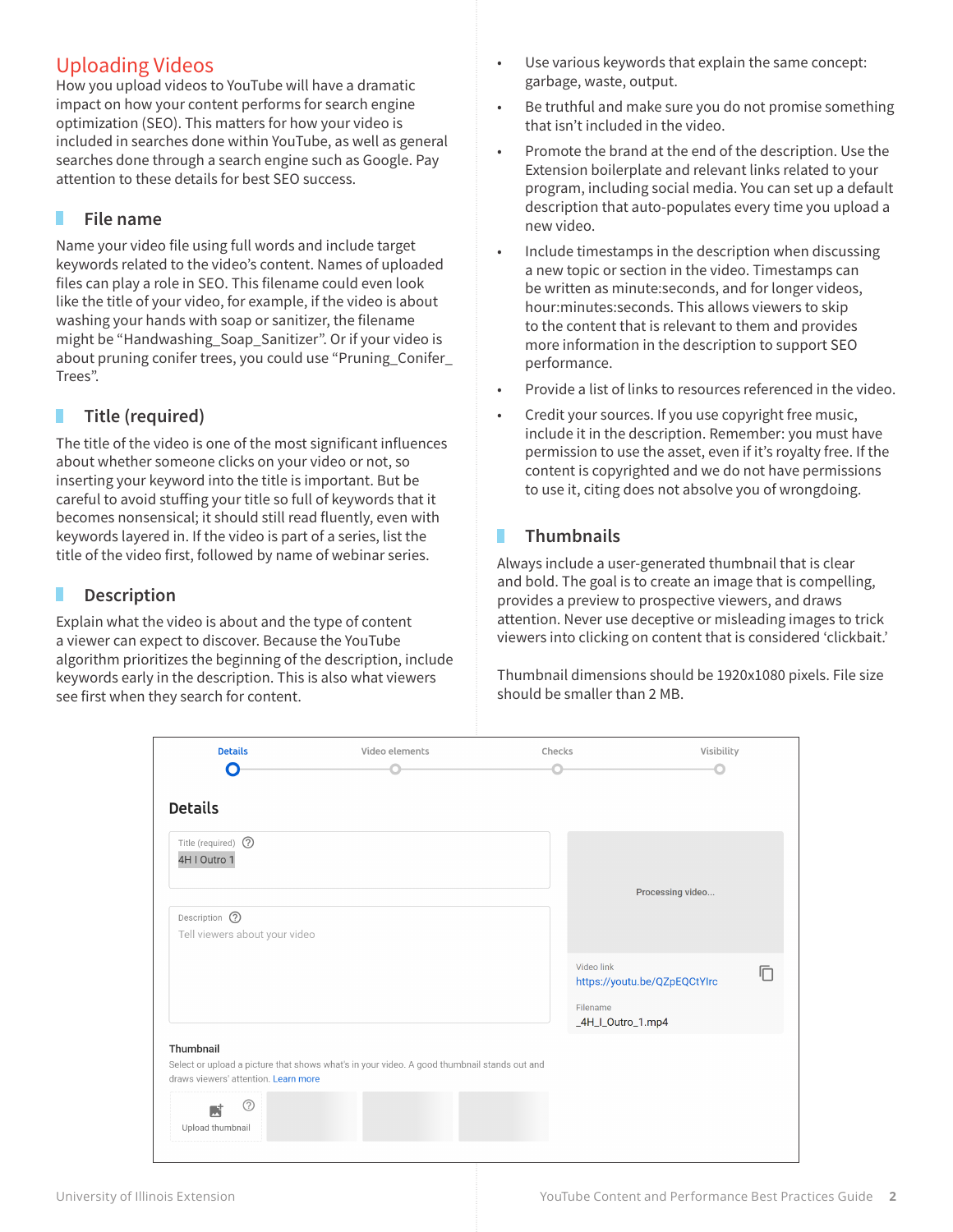## Uploading Videos

How you upload videos to YouTube will have a dramatic impact on how your content performs for search engine optimization (SEO). This matters for how your video is included in searches done within YouTube, as well as general searches done through a search engine such as Google. Pay attention to these details for best SEO success.

### File name

Name your video file using full words and include target keywords related to the video's content. Names of uploaded files can play a role in SEO. This filename could even look like the title of your video, for example, if the video is about washing your hands with soap or sanitizer, the filename might be "Handwashing_Soap_Sanitizer". Or if your video is about pruning conifer trees, you could use "Pruning_Conifer_Trees".

### Title (required)

The title of the video is one of the most significant influences about whether someone clicks on your video or not, so inserting your keyword into the title is important. But be careful to avoid stuffing your title so full of keywords that it becomes nonsensical; it should still read fluently, even with keywords layered in. If the video is part of a series, list the title of the video first, followed by name of webinar series.

### Description

Explain what the video is about and the type of content a viewer can expect to discover. Because the YouTube algorithm prioritizes the beginning of the description, include keywords early in the description. This is also what viewers see first when they search for content.

- Use various keywords that explain the same concept: garbage, waste, output.
- Be truthful and make sure you do not promise something that isn't included in the video.
- Promote the brand at the end of the description. Use the Extension boilerplate and relevant links related to your program, including social media. You can set up a default description that auto-populates every time you upload a new video.
- Include timestamps in the description when discussing a new topic or section in the video. Timestamps can be written as minute:seconds, and for longer videos, hour:minutes:seconds. This allows viewers to skip to the content that is relevant to them and provides more information in the description to support SEO performance.
- Provide a list of links to resources referenced in the video.
- Credit your sources. If you use copyright free music, include it in the description. Remember: you must have permission to use the asset, even if it's royalty free. If the content is copyrighted and we do not have permissions to use it, citing does not absolve you of wrongdoing.

### Thumbnails

Always include a user-generated thumbnail that is clear and bold. The goal is to create an image that is compelling, provides a preview to prospective viewers, and draws attention. Never use deceptive or misleading images to trick viewers into clicking on content that is considered 'clickbait.'

Thumbnail dimensions should be 1920x1080 pixels. File size should be smaller than 2 MB.

Details | Video elements | Checks | Visibility

**Details**

Title (required)
4H I Outro 1

Description
Tell viewers about your video

Processing video...

Video link
https://youtu.be/QZpEQCtYlrc

Filename
_4H_I_Outro_1.mp4

**Thumbnail**

Select or upload a picture that shows what's in your video. A good thumbnail stands out and draws viewers' attention. Learn more

Upload thumbnail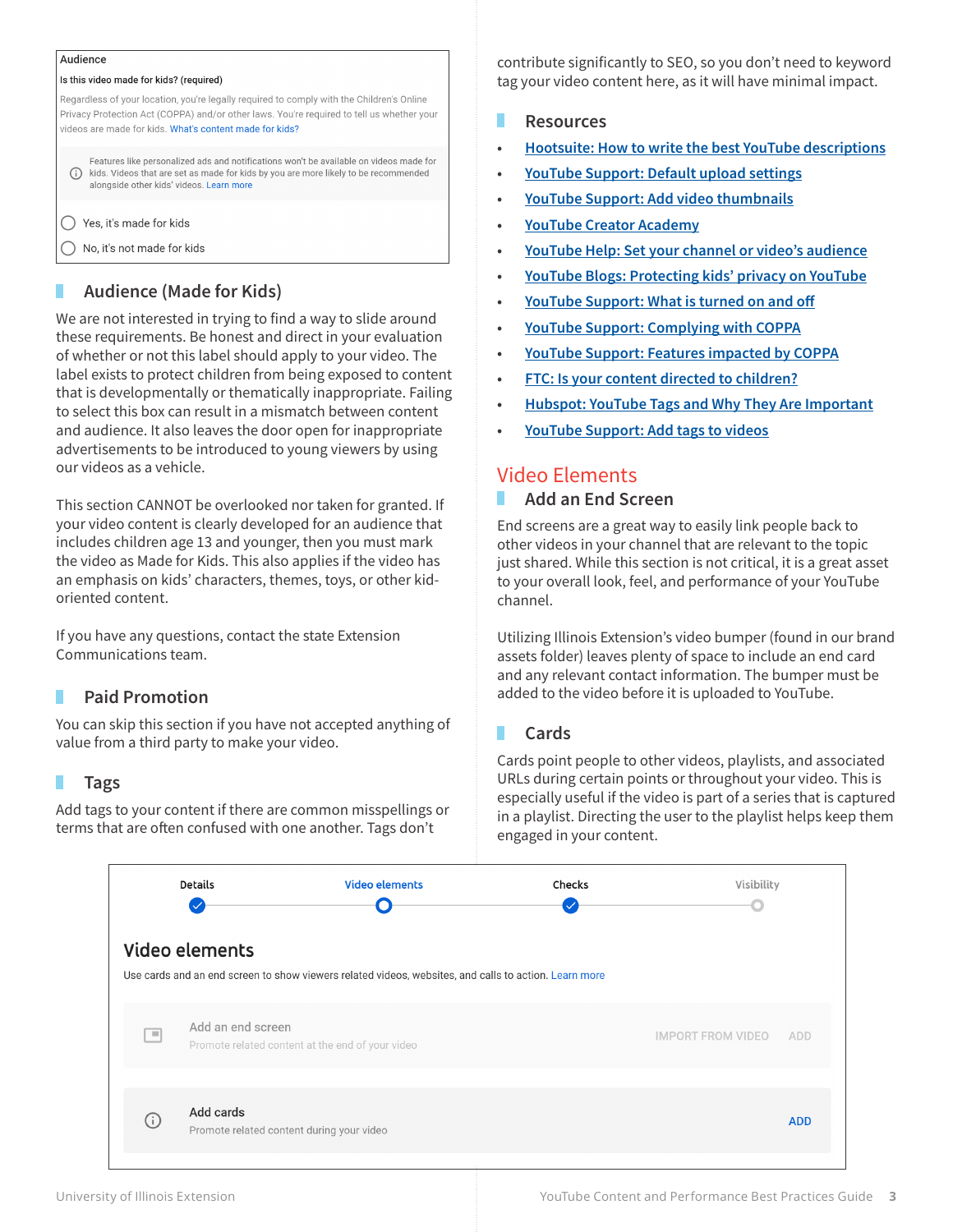Audience

Is this video made for kids? (required)

Regardless of your location, you're legally required to comply with the Children's Online Privacy Protection Act (COPPA) and/or other laws. You're required to tell us whether your videos are made for kids. What's content made for kids?

Features like personalized ads and notifications won't be available on videos made for kids. Videos that are set as made for kids by you are more likely to be recommended alongside other kids' videos. Learn more

- Yes, it's made for kids
- No, it's not made for kids

## Audience (Made for Kids)

We are not interested in trying to find a way to slide around these requirements. Be honest and direct in your evaluation of whether or not this label should apply to your video. The label exists to protect children from being exposed to content that is developmentally or thematically inappropriate. Failing to select this box can result in a mismatch between content and audience. It also leaves the door open for inappropriate advertisements to be introduced to young viewers by using our videos as a vehicle.

This section CANNOT be overlooked nor taken for granted. If your video content is clearly developed for an audience that includes children age 13 and younger, then you must mark the video as Made for Kids. This also applies if the video has an emphasis on kids' characters, themes, toys, or other kid-oriented content.

If you have any questions, contact the state Extension Communications team.

## Paid Promotion

You can skip this section if you have not accepted anything of value from a third party to make your video.

## Tags

Add tags to your content if there are common misspellings or terms that are often confused with one another. Tags don't contribute significantly to SEO, so you don't need to keyword tag your video content here, as it will have minimal impact.

## Resources

- Hootsuite: How to write the best YouTube descriptions
- YouTube Support: Default upload settings
- YouTube Support: Add video thumbnails
- YouTube Creator Academy
- YouTube Help: Set your channel or video's audience
- YouTube Blogs: Protecting kids' privacy on YouTube
- YouTube Support: What is turned on and off
- YouTube Support: Complying with COPPA
- YouTube Support: Features impacted by COPPA
- FTC: Is your content directed to children?
- Hubspot: YouTube Tags and Why They Are Important
- YouTube Support: Add tags to videos

# Video Elements

## Add an End Screen

End screens are a great way to easily link people back to other videos in your channel that are relevant to the topic just shared. While this section is not critical, it is a great asset to your overall look, feel, and performance of your YouTube channel.

Utilizing Illinois Extension's video bumper (found in our brand assets folder) leaves plenty of space to include an end card and any relevant contact information. The bumper must be added to the video before it is uploaded to YouTube.

## Cards

Cards point people to other videos, playlists, and associated URLs during certain points or throughout your video. This is especially useful if the video is part of a series that is captured in a playlist. Directing the user to the playlist helps keep them engaged in your content.

Details — Video elements — Checks — Visibility

**Video elements**

Use cards and an end screen to show viewers related videos, websites, and calls to action. Learn more

Add an end screen — Promote related content at the end of your video — IMPORT FROM VIDEO — ADD

Add cards — Promote related content during your video — ADD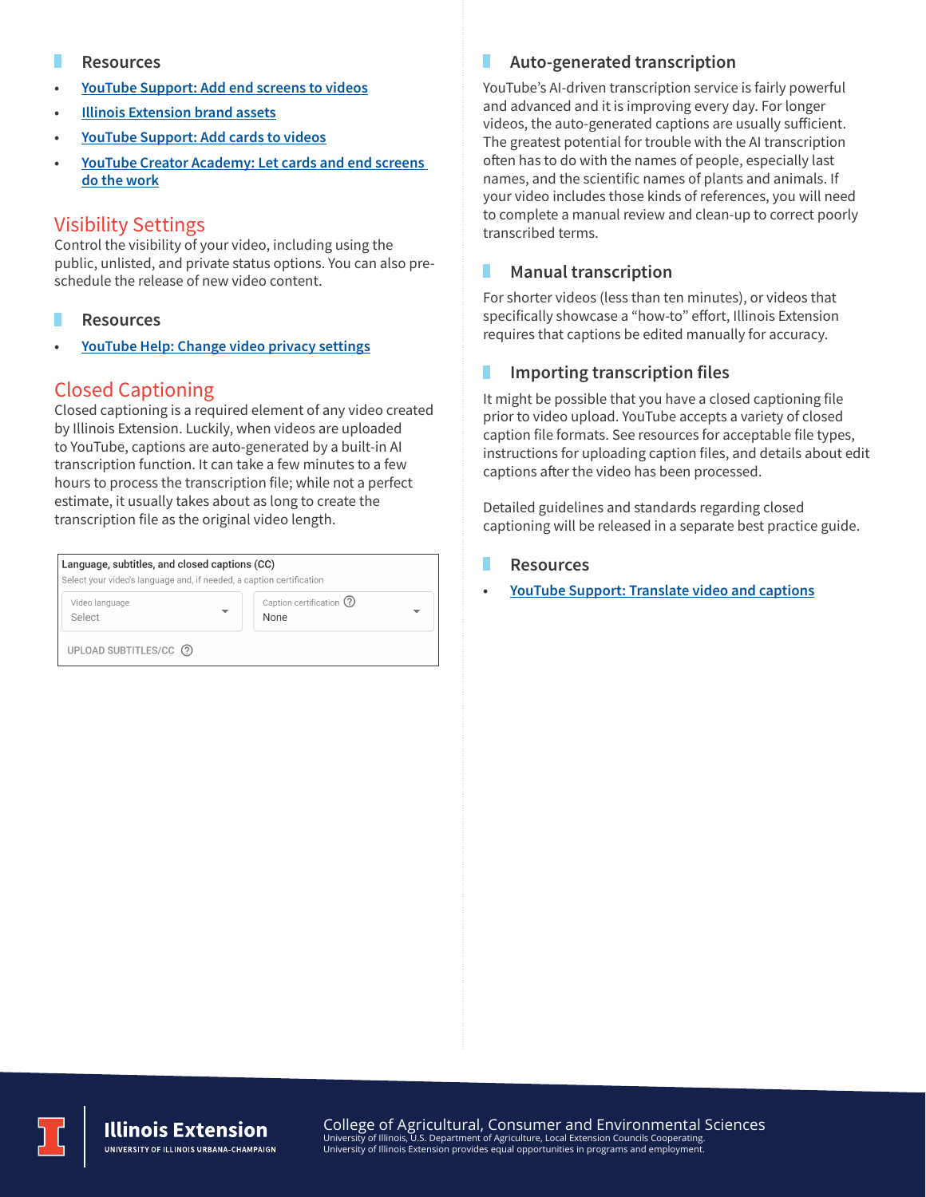### Resources

- [YouTube Support: Add end screens to videos]()
- [Illinois Extension brand assets]()
- [YouTube Support: Add cards to videos]()
- [YouTube Creator Academy: Let cards and end screens do the work]()

## Visibility Settings

Control the visibility of your video, including using the public, unlisted, and private status options. You can also pre-schedule the release of new video content.

### Resources

- [YouTube Help: Change video privacy settings]()

## Closed Captioning

Closed captioning is a required element of any video created by Illinois Extension. Luckily, when videos are uploaded to YouTube, captions are auto-generated by a built-in AI transcription function. It can take a few minutes to a few hours to process the transcription file; while not a perfect estimate, it usually takes about as long to create the transcription file as the original video length.

Language, subtitles, and closed captions (CC)
Select your video's language and, if needed, a caption certification
Video language
Select
Caption certification
None
UPLOAD SUBTITLES/CC

### Auto-generated transcription

YouTube's AI-driven transcription service is fairly powerful and advanced and it is improving every day. For longer videos, the auto-generated captions are usually sufficient. The greatest potential for trouble with the AI transcription often has to do with the names of people, especially last names, and the scientific names of plants and animals. If your video includes those kinds of references, you will need to complete a manual review and clean-up to correct poorly transcribed terms.

### Manual transcription

For shorter videos (less than ten minutes), or videos that specifically showcase a "how-to" effort, Illinois Extension requires that captions be edited manually for accuracy.

### Importing transcription files

It might be possible that you have a closed captioning file prior to video upload. YouTube accepts a variety of closed caption file formats. See resources for acceptable file types, instructions for uploading caption files, and details about edit captions after the video has been processed.

Detailed guidelines and standards regarding closed captioning will be released in a separate best practice guide.

### Resources

- [YouTube Support: Translate video and captions]()

Illinois Extension
UNIVERSITY OF ILLINOIS URBANA-CHAMPAIGN

College of Agricultural, Consumer and Environmental Sciences
University of Illinois, U.S. Department of Agriculture, Local Extension Councils Cooperating.
University of Illinois Extension provides equal opportunities in programs and employment.